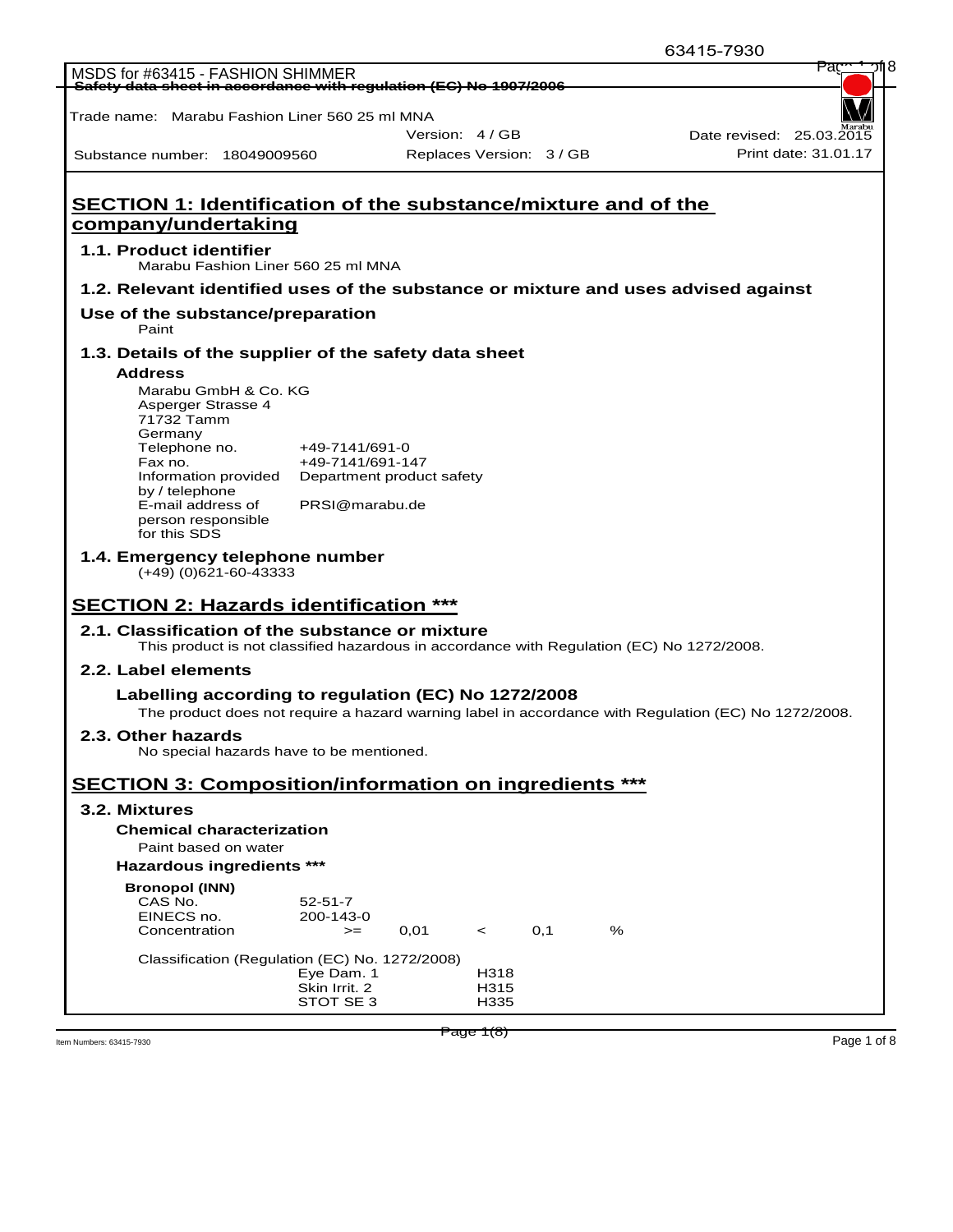MSDS for #63415 - FASHION SHIMMER

Safety data sheet in accordance with regulation (EC) No 1907/2006

Trade name: Marabu Fashion Liner 560 25 ml MNA

| | | |
|---|---|---|
| | Version: 4 / GB | Date revised: 25.03.2015 |
| Substance number: 18049009560 | Replaces Version: 3 / GB | Print date: 31.01.17 |

## SECTION 1: Identification of the substance/mixture and of the company/undertaking

### 1.1. Product identifier

Marabu Fashion Liner 560 25 ml MNA

### 1.2. Relevant identified uses of the substance or mixture and uses advised against

#### Use of the substance/preparation

Paint

### 1.3. Details of the supplier of the safety data sheet

#### Address

Marabu GmbH & Co. KG
Asperger Strasse 4
71732 Tamm
Germany

| | |
|---|---|
| Telephone no. | +49-7141/691-0 |
| Fax no. | +49-7141/691-147 |
| Information provided by / telephone | Department product safety |
| E-mail address of person responsible for this SDS | PRSI@marabu.de |

### 1.4. Emergency telephone number

(+49) (0)621-60-43333

## SECTION 2: Hazards identification ***

### 2.1. Classification of the substance or mixture

This product is not classified hazardous in accordance with Regulation (EC) No 1272/2008.

### 2.2. Label elements

#### Labelling according to regulation (EC) No 1272/2008

The product does not require a hazard warning label in accordance with Regulation (EC) No 1272/2008.

### 2.3. Other hazards

No special hazards have to be mentioned.

## SECTION 3: Composition/information on ingredients ***

### 3.2. Mixtures

#### Chemical characterization

Paint based on water

#### Hazardous ingredients ***

**Bronopol (INN)**

| | | | | | |
|---|---|---|---|---|---|
| CAS No. | 52-51-7 | | | | |
| EINECS no. | 200-143-0 | | | | |
| Concentration | >= | 0,01 | < | 0,1 | % |

Classification (Regulation (EC) No. 1272/2008)

| | |
|---|---|
| Eye Dam. 1 | H318 |
| Skin Irrit. 2 | H315 |
| STOT SE 3 | H335 |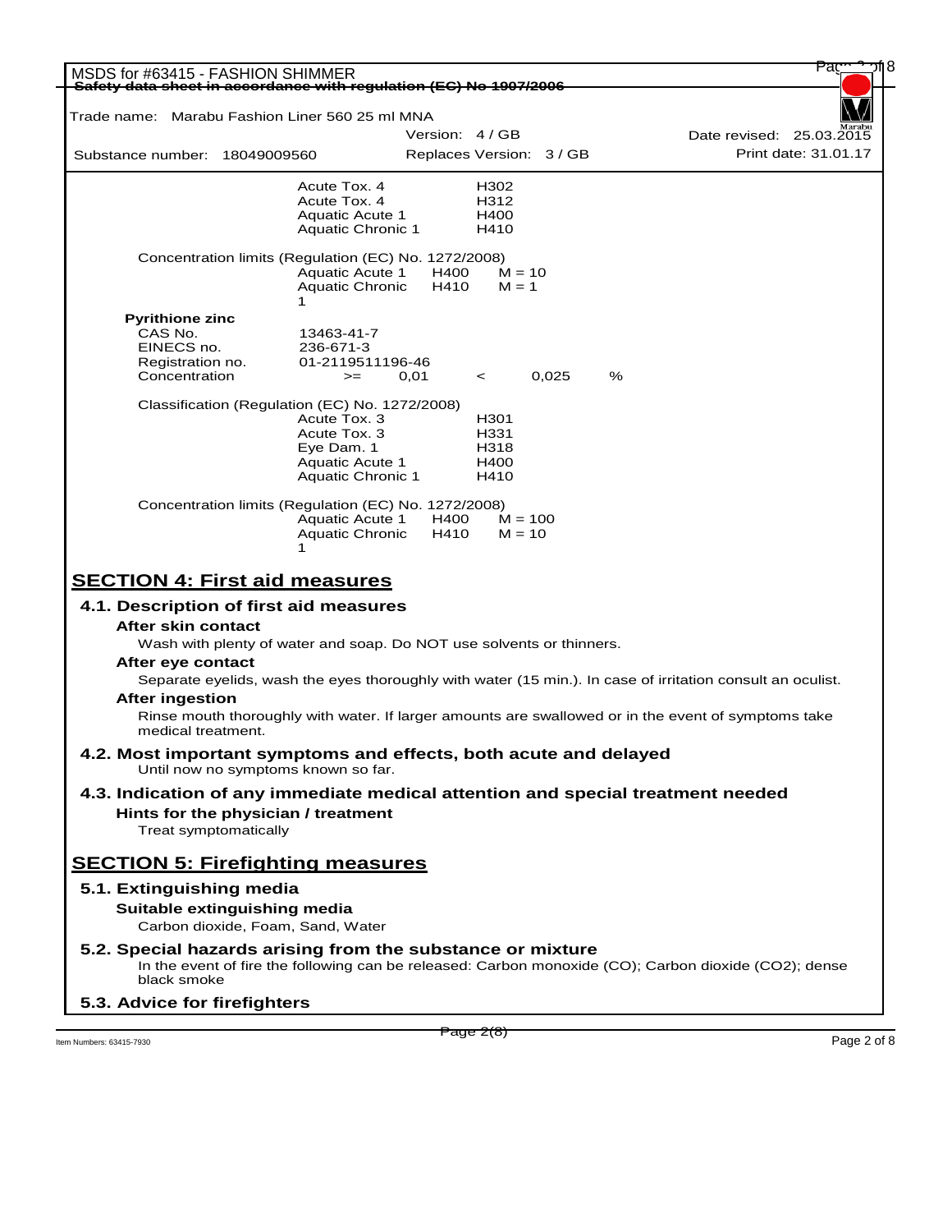| | | |
|---|---|---|
| | Acute Tox. 4 | H302 |
| | Acute Tox. 4 | H312 |
| | Aquatic Acute 1 | H400 |
| | Aquatic Chronic 1 | H410 |

Concentration limits (Regulation (EC) No. 1272/2008)

| | | |
|---|---|---|
| Aquatic Acute 1 | H400 | M = 10 |
| Aquatic Chronic 1 | H410 | M = 1 |

**Pyrithione zinc**

| | | | | | |
|---|---|---|---|---|---|
| CAS No. | 13463-41-7 | | | | |
| EINECS no. | 236-671-3 | | | | |
| Registration no. | 01-2119511196-46 | | | | |
| Concentration | >= | 0,01 | < | 0,025 | % |

Classification (Regulation (EC) No. 1272/2008)

| | |
|---|---|
| Acute Tox. 3 | H301 |
| Acute Tox. 3 | H331 |
| Eye Dam. 1 | H318 |
| Aquatic Acute 1 | H400 |
| Aquatic Chronic 1 | H410 |

Concentration limits (Regulation (EC) No. 1272/2008)

| | | |
|---|---|---|
| Aquatic Acute 1 | H400 | M = 100 |
| Aquatic Chronic 1 | H410 | M = 10 |

# SECTION 4: First aid measures

## 4.1. Description of first aid measures

### After skin contact

Wash with plenty of water and soap. Do NOT use solvents or thinners.

### After eye contact

Separate eyelids, wash the eyes thoroughly with water (15 min.). In case of irritation consult an oculist.

### After ingestion

Rinse mouth thoroughly with water. If larger amounts are swallowed or in the event of symptoms take medical treatment.

## 4.2. Most important symptoms and effects, both acute and delayed

Until now no symptoms known so far.

## 4.3. Indication of any immediate medical attention and special treatment needed

### Hints for the physician / treatment

Treat symptomatically

# SECTION 5: Firefighting measures

## 5.1. Extinguishing media

### Suitable extinguishing media

Carbon dioxide, Foam, Sand, Water

## 5.2. Special hazards arising from the substance or mixture

In the event of fire the following can be released: Carbon monoxide (CO); Carbon dioxide ($CO_2$); dense black smoke

## 5.3. Advice for firefighters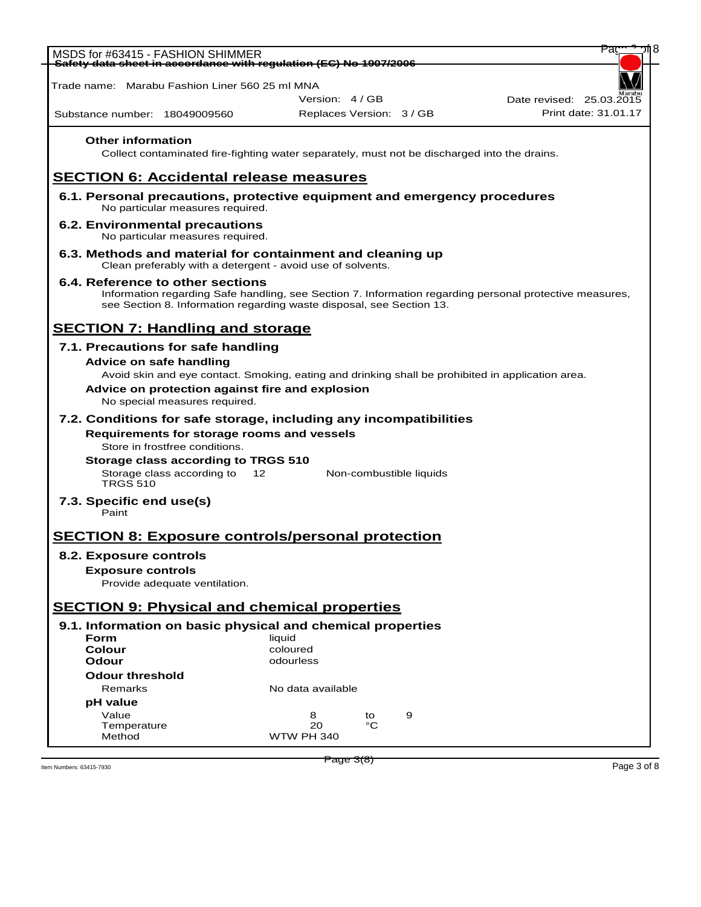**Other information**

Collect contaminated fire-fighting water separately, must not be discharged into the drains.

## SECTION 6: Accidental release measures

### 6.1. Personal precautions, protective equipment and emergency procedures

No particular measures required.

### 6.2. Environmental precautions

No particular measures required.

### 6.3. Methods and material for containment and cleaning up

Clean preferably with a detergent - avoid use of solvents.

### 6.4. Reference to other sections

Information regarding Safe handling, see Section 7. Information regarding personal protective measures, see Section 8. Information regarding waste disposal, see Section 13.

## SECTION 7: Handling and storage

### 7.1. Precautions for safe handling

**Advice on safe handling**

Avoid skin and eye contact. Smoking, eating and drinking shall be prohibited in application area.

**Advice on protection against fire and explosion**

No special measures required.

### 7.2. Conditions for safe storage, including any incompatibilities

**Requirements for storage rooms and vessels**

Store in frostfree conditions.

**Storage class according to TRGS 510**

| | | |
|---|---|---|
| Storage class according to TRGS 510 | 12 | Non-combustible liquids |

### 7.3. Specific end use(s)

Paint

## SECTION 8: Exposure controls/personal protection

### 8.2. Exposure controls

**Exposure controls**

Provide adequate ventilation.

## SECTION 9: Physical and chemical properties

### 9.1. Information on basic physical and chemical properties

| | | | |
|---|---|---|---|
| **Form** | liquid | | |
| **Colour** | coloured | | |
| **Odour** | odourless | | |
| **Odour threshold** | | | |
| Remarks | No data available | | |
| **pH value** | | | |
| Value | 8 | to | 9 |
| Temperature | 20 | °C | |
| Method | WTW PH 340 | | |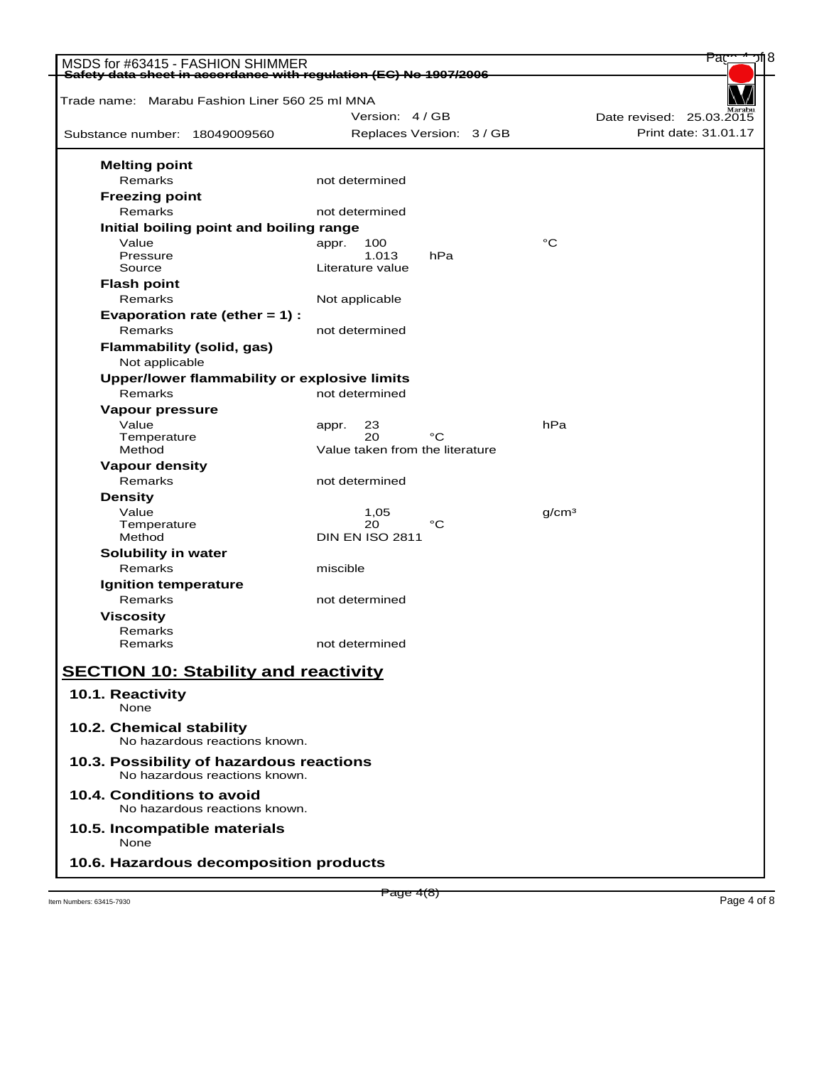**Melting point**

| | | |
|---|---|---|
| Remarks | not determined | |

**Freezing point**

| | | |
|---|---|---|
| Remarks | not determined | |

**Initial boiling point and boiling range**

| | | |
|---|---|---|
| Value | appr. 100 | °C |
| Pressure | 1.013 hPa | |
| Source | Literature value | |

**Flash point**

| | | |
|---|---|---|
| Remarks | Not applicable | |

**Evaporation rate (ether = 1) :**

| | | |
|---|---|---|
| Remarks | not determined | |

**Flammability (solid, gas)**

Not applicable

**Upper/lower flammability or explosive limits**

| | | |
|---|---|---|
| Remarks | not determined | |

**Vapour pressure**

| | | |
|---|---|---|
| Value | appr. 23 | hPa |
| Temperature | 20 °C | |
| Method | Value taken from the literature | |

**Vapour density**

| | | |
|---|---|---|
| Remarks | not determined | |

**Density**

| | | |
|---|---|---|
| Value | 1,05 | g/cm³ |
| Temperature | 20 °C | |
| Method | DIN EN ISO 2811 | |

**Solubility in water**

| | | |
|---|---|---|
| Remarks | miscible | |

**Ignition temperature**

| | | |
|---|---|---|
| Remarks | not determined | |

**Viscosity**

| | | |
|---|---|---|
| Remarks | | |
| Remarks | not determined | |

## SECTION 10: Stability and reactivity

### 10.1. Reactivity

None

### 10.2. Chemical stability

No hazardous reactions known.

### 10.3. Possibility of hazardous reactions

No hazardous reactions known.

### 10.4. Conditions to avoid

No hazardous reactions known.

### 10.5. Incompatible materials

None

### 10.6. Hazardous decomposition products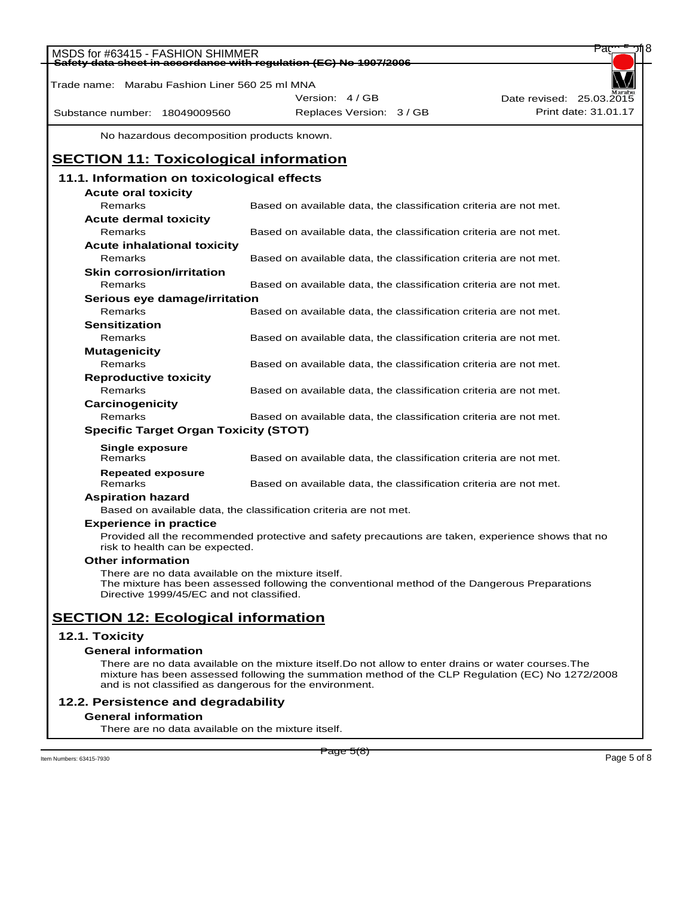No hazardous decomposition products known.

## SECTION 11: Toxicological information

### 11.1. Information on toxicological effects

**Acute oral toxicity**

| | |
|---|---|
| Remarks | Based on available data, the classification criteria are not met. |

**Acute dermal toxicity**

| | |
|---|---|
| Remarks | Based on available data, the classification criteria are not met. |

**Acute inhalational toxicity**

| | |
|---|---|
| Remarks | Based on available data, the classification criteria are not met. |

**Skin corrosion/irritation**

| | |
|---|---|
| Remarks | Based on available data, the classification criteria are not met. |

**Serious eye damage/irritation**

| | |
|---|---|
| Remarks | Based on available data, the classification criteria are not met. |

**Sensitization**

| | |
|---|---|
| Remarks | Based on available data, the classification criteria are not met. |

**Mutagenicity**

| | |
|---|---|
| Remarks | Based on available data, the classification criteria are not met. |

**Reproductive toxicity**

| | |
|---|---|
| Remarks | Based on available data, the classification criteria are not met. |

**Carcinogenicity**

| | |
|---|---|
| Remarks | Based on available data, the classification criteria are not met. |

**Specific Target Organ Toxicity (STOT)**

**Single exposure**

| | |
|---|---|
| Remarks | Based on available data, the classification criteria are not met. |

**Repeated exposure**

| | |
|---|---|
| Remarks | Based on available data, the classification criteria are not met. |

**Aspiration hazard**

Based on available data, the classification criteria are not met.

**Experience in practice**

Provided all the recommended protective and safety precautions are taken, experience shows that no risk to health can be expected.

**Other information**

There are no data available on the mixture itself.
The mixture has been assessed following the conventional method of the Dangerous Preparations Directive 1999/45/EC and not classified.

## SECTION 12: Ecological information

### 12.1. Toxicity

**General information**

There are no data available on the mixture itself.Do not allow to enter drains or water courses.The mixture has been assessed following the summation method of the CLP Regulation (EC) No 1272/2008 and is not classified as dangerous for the environment.

### 12.2. Persistence and degradability

**General information**

There are no data available on the mixture itself.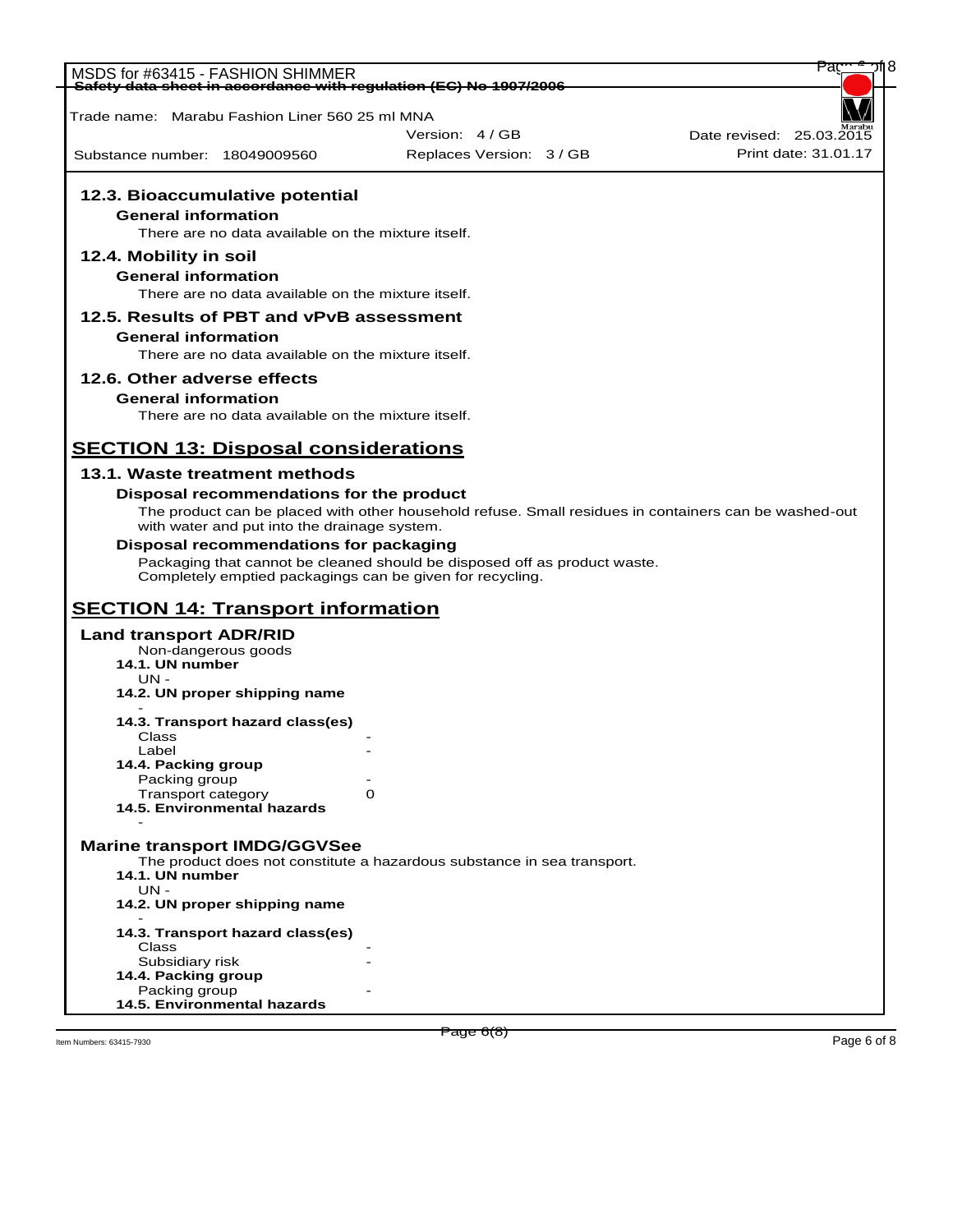### 12.3. Bioaccumulative potential

**General information**

There are no data available on the mixture itself.

### 12.4. Mobility in soil

**General information**

There are no data available on the mixture itself.

### 12.5. Results of PBT and vPvB assessment

**General information**

There are no data available on the mixture itself.

### 12.6. Other adverse effects

**General information**

There are no data available on the mixture itself.

## SECTION 13: Disposal considerations

### 13.1. Waste treatment methods

**Disposal recommendations for the product**

The product can be placed with other household refuse. Small residues in containers can be washed-out with water and put into the drainage system.

**Disposal recommendations for packaging**

Packaging that cannot be cleaned should be disposed off as product waste.
Completely emptied packagings can be given for recycling.

## SECTION 14: Transport information

### Land transport ADR/RID

Non-dangerous goods

**14.1. UN number**

UN -

**14.2. UN proper shipping name**

-

**14.3. Transport hazard class(es)**

| | |
|---|---|
| Class | - |
| Label | - |

**14.4. Packing group**

| | |
|---|---|
| Packing group | - |
| Transport category | 0 |

**14.5. Environmental hazards**

-

### Marine transport IMDG/GGVSee

The product does not constitute a hazardous substance in sea transport.

**14.1. UN number**

UN -

**14.2. UN proper shipping name**

-

**14.3. Transport hazard class(es)**

| | |
|---|---|
| Class | - |
| Subsidiary risk | - |

**14.4. Packing group**

| | |
|---|---|
| Packing group | - |

**14.5. Environmental hazards**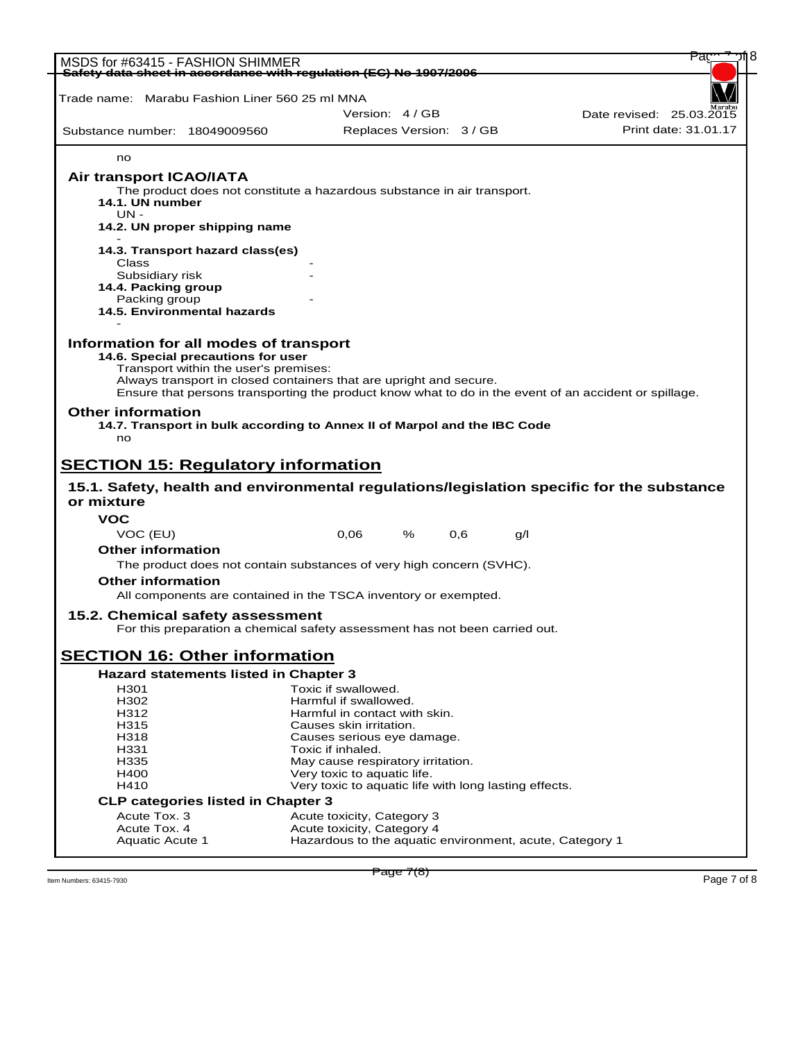no

## Air transport ICAO/IATA

The product does not constitute a hazardous substance in air transport.

**14.1. UN number**

UN -

**14.2. UN proper shipping name**

-

**14.3. Transport hazard class(es)**

| | |
|---|---|
| Class | - |
| Subsidiary risk | - |

**14.4. Packing group**

| | |
|---|---|
| Packing group | - |

**14.5. Environmental hazards**

-

## Information for all modes of transport

**14.6. Special precautions for user**

Transport within the user's premises:
Always transport in closed containers that are upright and secure.
Ensure that persons transporting the product know what to do in the event of an accident or spillage.

## Other information

**14.7. Transport in bulk according to Annex II of Marpol and the IBC Code**

no

# SECTION 15: Regulatory information

## 15.1. Safety, health and environmental regulations/legislation specific for the substance or mixture

**VOC**

| | | | | |
|---|---|---|---|---|
| VOC (EU) | 0,06 | % | 0,6 | g/l |

**Other information**

The product does not contain substances of very high concern (SVHC).

**Other information**

All components are contained in the TSCA inventory or exempted.

## 15.2. Chemical safety assessment

For this preparation a chemical safety assessment has not been carried out.

# SECTION 16: Other information

**Hazard statements listed in Chapter 3**

| | |
|---|---|
| H301 | Toxic if swallowed. |
| H302 | Harmful if swallowed. |
| H312 | Harmful in contact with skin. |
| H315 | Causes skin irritation. |
| H318 | Causes serious eye damage. |
| H331 | Toxic if inhaled. |
| H335 | May cause respiratory irritation. |
| H400 | Very toxic to aquatic life. |
| H410 | Very toxic to aquatic life with long lasting effects. |

**CLP categories listed in Chapter 3**

| | |
|---|---|
| Acute Tox. 3 | Acute toxicity, Category 3 |
| Acute Tox. 4 | Acute toxicity, Category 4 |
| Aquatic Acute 1 | Hazardous to the aquatic environment, acute, Category 1 |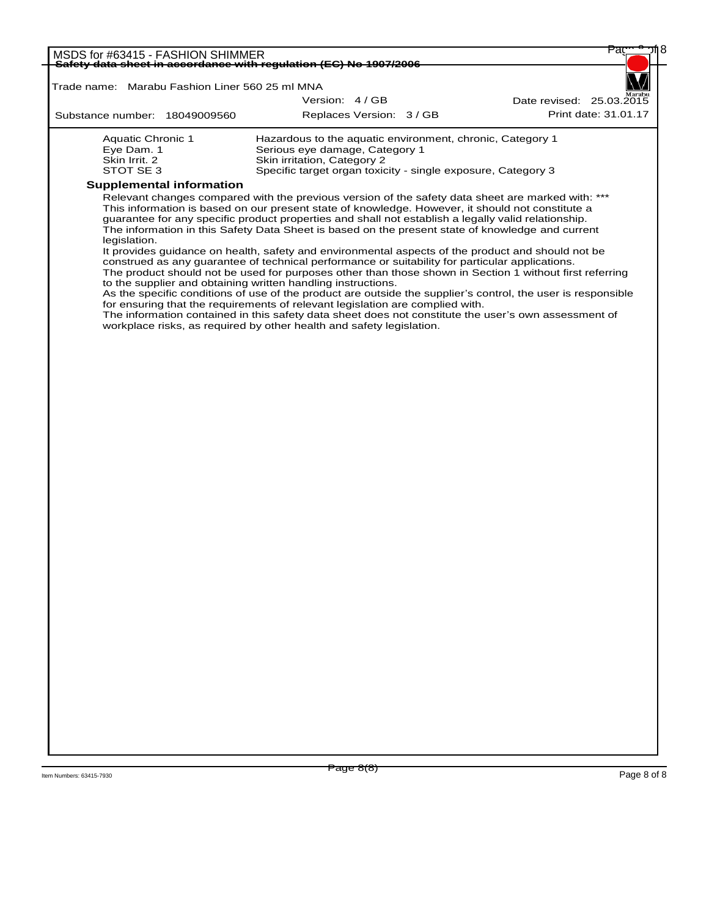| | |
|---|---|
| Aquatic Chronic 1 | Hazardous to the aquatic environment, chronic, Category 1 |
| Eye Dam. 1 | Serious eye damage, Category 1 |
| Skin Irrit. 2 | Skin irritation, Category 2 |
| STOT SE 3 | Specific target organ toxicity - single exposure, Category 3 |

### Supplemental information

Relevant changes compared with the previous version of the safety data sheet are marked with: ***
This information is based on our present state of knowledge. However, it should not constitute a guarantee for any specific product properties and shall not establish a legally valid relationship.
The information in this Safety Data Sheet is based on the present state of knowledge and current legislation.
It provides guidance on health, safety and environmental aspects of the product and should not be construed as any guarantee of technical performance or suitability for particular applications.
The product should not be used for purposes other than those shown in Section 1 without first referring to the supplier and obtaining written handling instructions.
As the specific conditions of use of the product are outside the supplier's control, the user is responsible for ensuring that the requirements of relevant legislation are complied with.
The information contained in this safety data sheet does not constitute the user's own assessment of workplace risks, as required by other health and safety legislation.